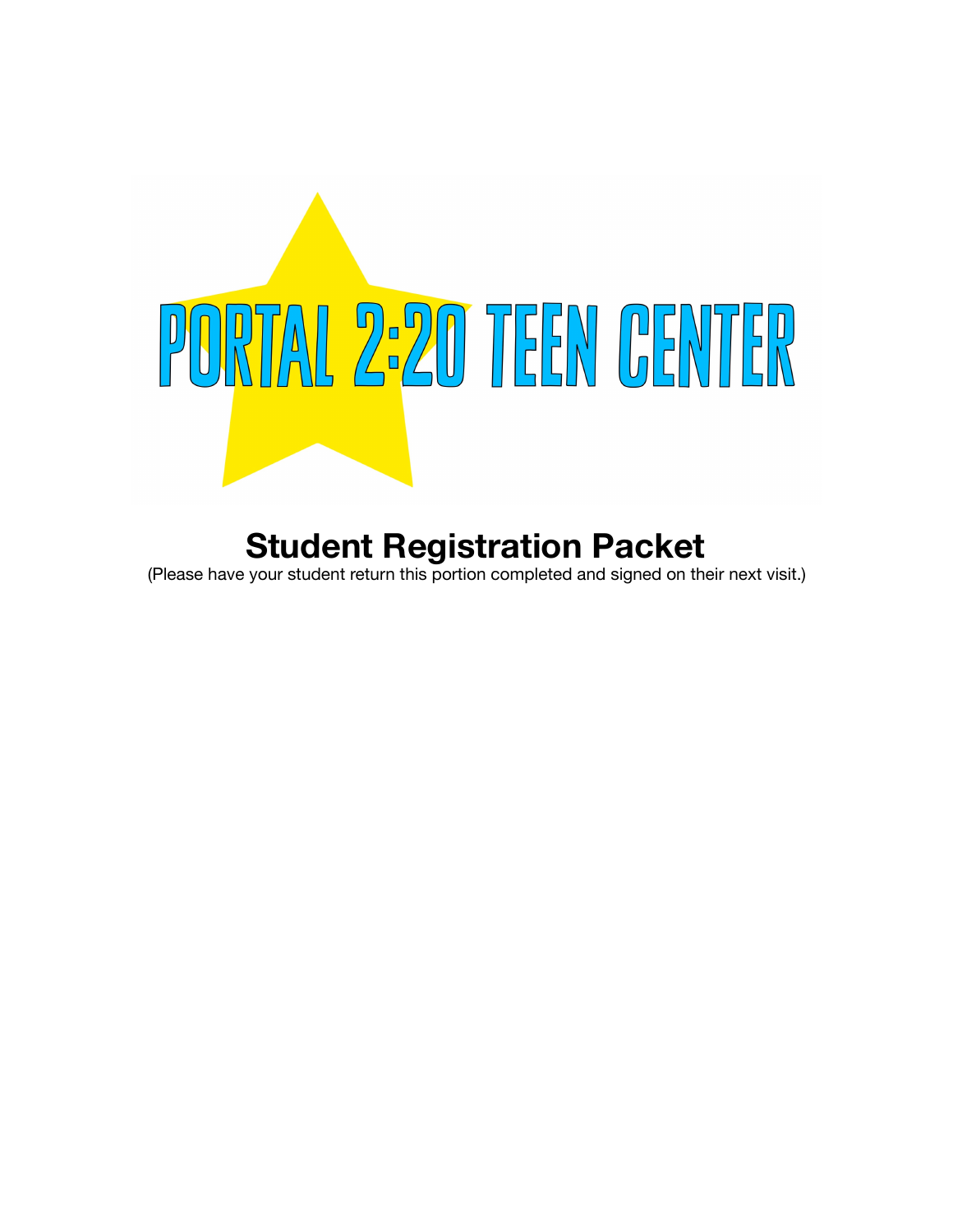# PORTAL 2:20 TEEN CENTER

## Student Registration Packet

(Please have your student return this portion completed and signed on their next visit.)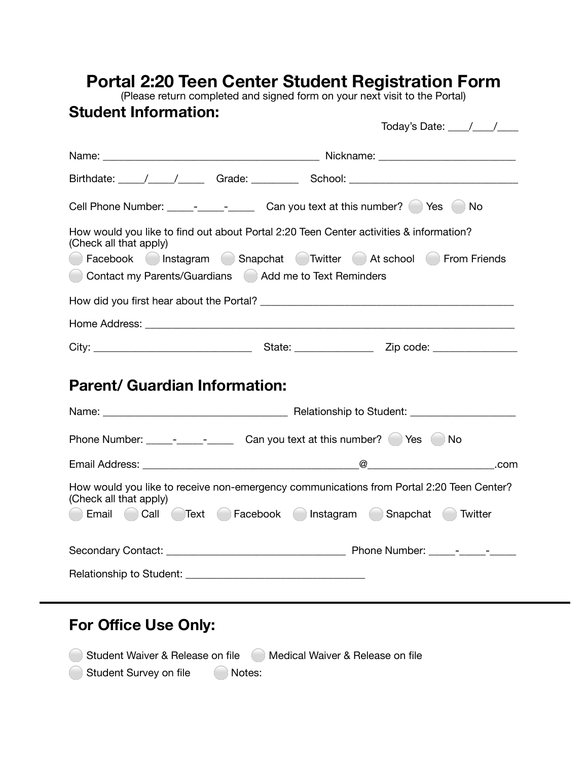# Portal 2:20 Teen Center Student Registration Form

(Please return completed and signed form on your next visit to the Portal)

## Student Information:

Today's Date: ____/____/____

Name: ________________________________________ Nickname: ________________________

Birthdate: _____/_____/_____ Grade: _________ School: ______________________________

Cell Phone Number: _____-_____-_____ Can you text at this number? ○ Yes ○ No

How would you like to find out about Portal 2:20 Teen Center activities & information? (Check all that apply)

○ Facebook ○ Instagram ○ Snapchat ○ Twitter ○ At school ○ From Friends
○ Contact my Parents/Guardians ○ Add me to Text Reminders

How did you first hear about the Portal? _____________________________________________

Home Address: ____________________________________________________________________

City: ____________________________ State: ______________ Zip code: _______________

## Parent/ Guardian Information:

Name: __________________________________ Relationship to Student: ___________________

Phone Number: _____-_____-_____ Can you text at this number? ○ Yes ○ No

Email Address: _______________________________________@______________________.com

How would you like to receive non-emergency communications from Portal 2:20 Teen Center? (Check all that apply)

○ Email ○ Call ○ Text ○ Facebook ○ Instagram ○ Snapchat ○ Twitter

Secondary Contact: ________________________________ Phone Number: _____-_____-_____

Relationship to Student: ________________________________

---

## For Office Use Only:

○ Student Waiver & Release on file ○ Medical Waiver & Release on file
○ Student Survey on file ○ Notes: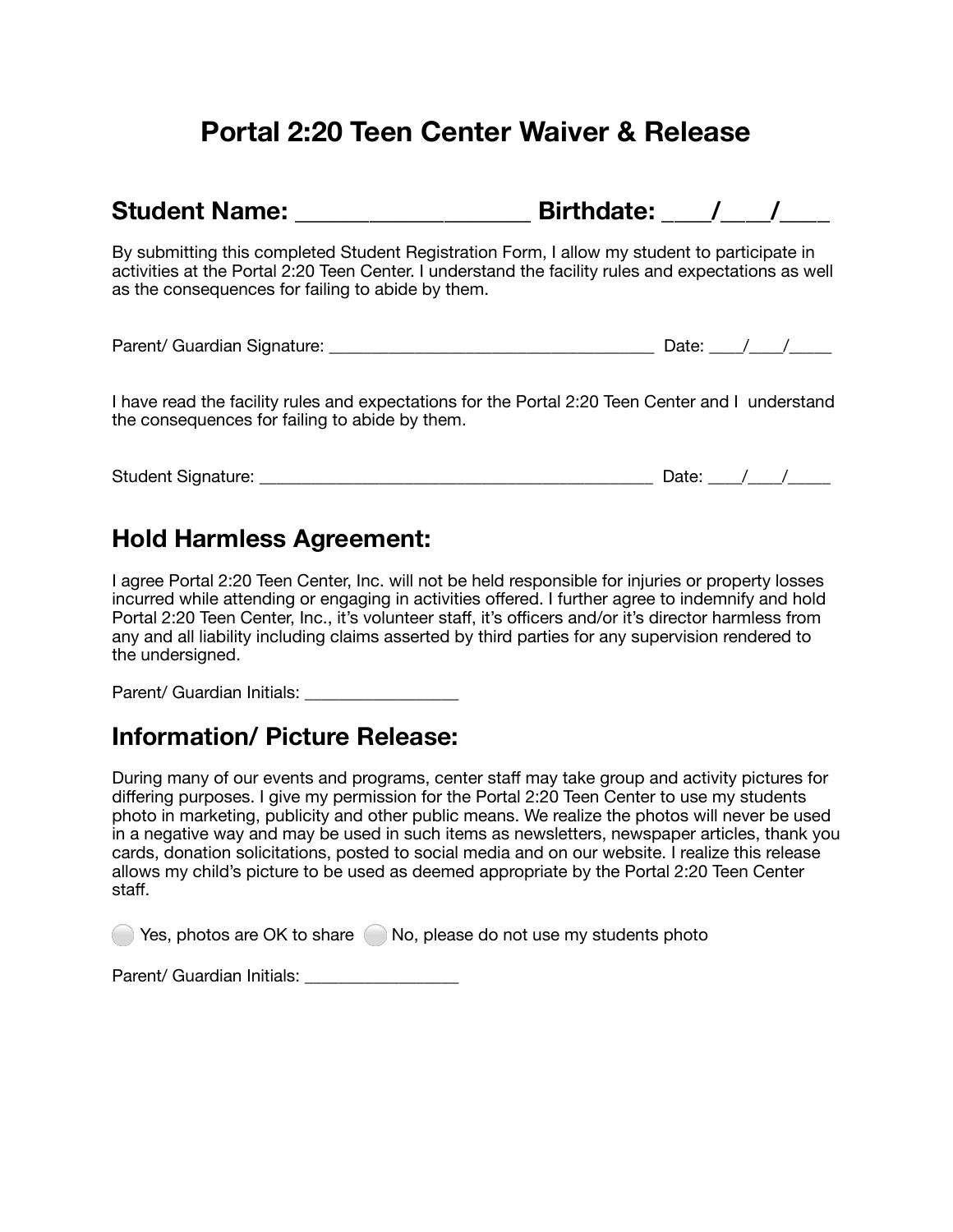# Portal 2:20 Teen Center Waiver & Release

**Student Name: ___________________ Birthdate: ___/___/___**

By submitting this completed Student Registration Form, I allow my student to participate in activities at the Portal 2:20 Teen Center. I understand the facility rules and expectations as well as the consequences for failing to abide by them.

Parent/ Guardian Signature: ____________________________________ Date: ____/____/_____

I have read the facility rules and expectations for the Portal 2:20 Teen Center and I understand the consequences for failing to abide by them.

Student Signature: ___________________________________________ Date: ____/____/_____

## Hold Harmless Agreement:

I agree Portal 2:20 Teen Center, Inc. will not be held responsible for injuries or property losses incurred while attending or engaging in activities offered. I further agree to indemnify and hold Portal 2:20 Teen Center, Inc., it's volunteer staff, it's officers and/or it's director harmless from any and all liability including claims asserted by third parties for any supervision rendered to the undersigned.

Parent/ Guardian Initials: _________________

## Information/ Picture Release:

During many of our events and programs, center staff may take group and activity pictures for differing purposes. I give my permission for the Portal 2:20 Teen Center to use my students photo in marketing, publicity and other public means. We realize the photos will never be used in a negative way and may be used in such items as newsletters, newspaper articles, thank you cards, donation solicitations, posted to social media and on our website. I realize this release allows my child's picture to be used as deemed appropriate by the Portal 2:20 Teen Center staff.

○ Yes, photos are OK to share ○ No, please do not use my students photo

Parent/ Guardian Initials: _________________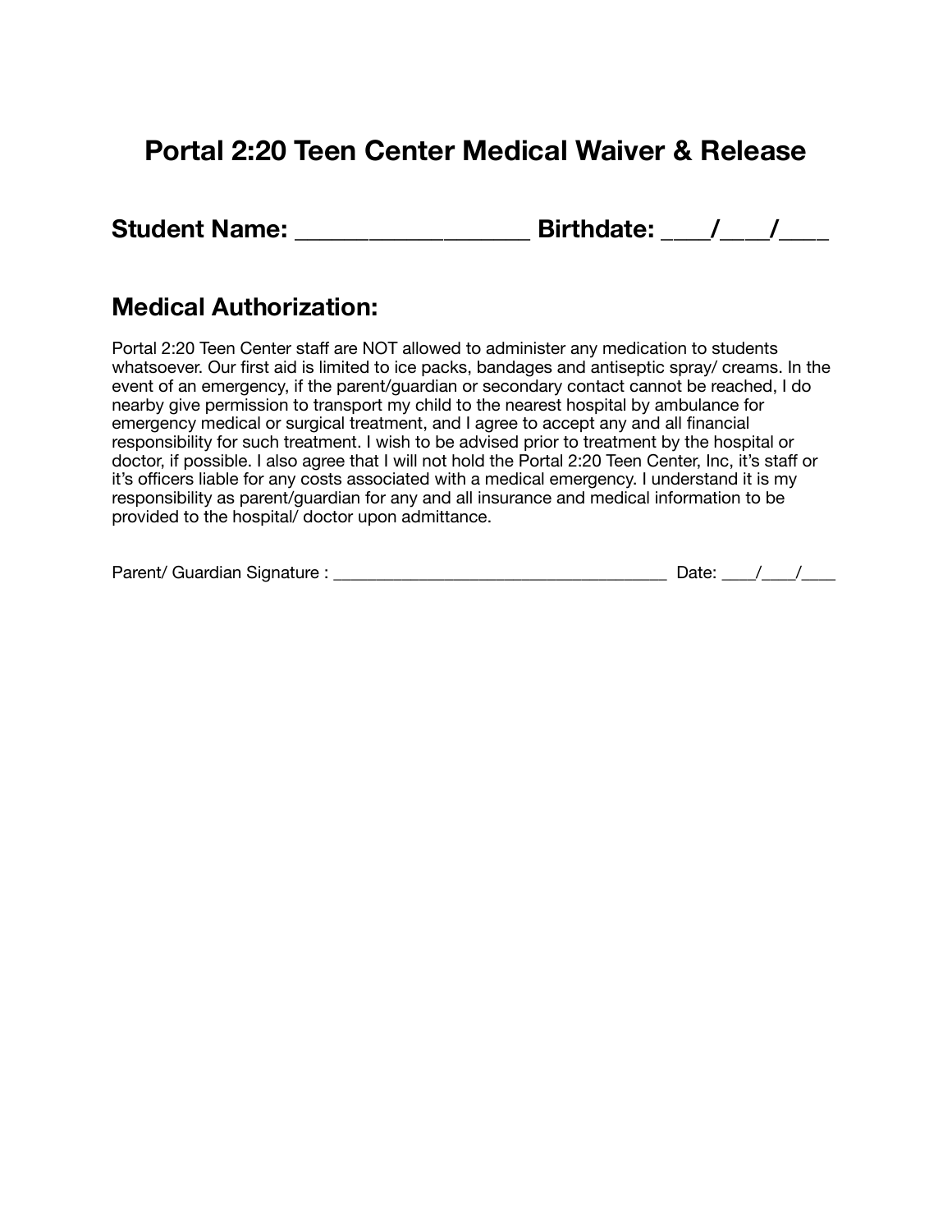# Portal 2:20 Teen Center Medical Waiver & Release

**Student Name: ___________________ Birthdate: ____/____/____**

## Medical Authorization:

Portal 2:20 Teen Center staff are NOT allowed to administer any medication to students whatsoever. Our first aid is limited to ice packs, bandages and antiseptic spray/ creams. In the event of an emergency, if the parent/guardian or secondary contact cannot be reached, I do nearby give permission to transport my child to the nearest hospital by ambulance for emergency medical or surgical treatment, and I agree to accept any and all financial responsibility for such treatment. I wish to be advised prior to treatment by the hospital or doctor, if possible. I also agree that I will not hold the Portal 2:20 Teen Center, Inc, it's staff or it's officers liable for any costs associated with a medical emergency. I understand it is my responsibility as parent/guardian for any and all insurance and medical information to be provided to the hospital/ doctor upon admittance.

Parent/ Guardian Signature : ______________________________________ Date: ____/____/____